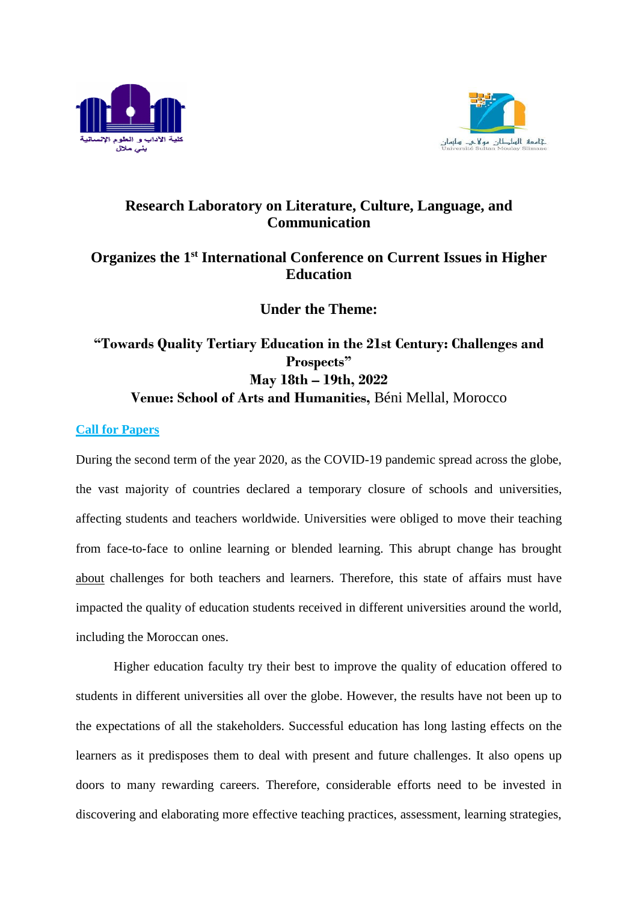**Research Laboratory on Literature, Culture, Language, and Communication**

**Organizes the 1st International Conference on Current Issues in Higher Education**

**Under the Theme:**

**"Towards Quality Tertiary Education in the 21st Century: Challenges and Prospects"**

**May 18th – 19th, 2022**

**Venue: School of Arts and Humanities,** Béni Mellal, Morocco

**Call for Papers**

During the second term of the year 2020, as the COVID-19 pandemic spread across the globe, the vast majority of countries declared a temporary closure of schools and universities, affecting students and teachers worldwide. Universities were obliged to move their teaching from face-to-face to online learning or blended learning. This abrupt change has brought about challenges for both teachers and learners. Therefore, this state of affairs must have impacted the quality of education students received in different universities around the world, including the Moroccan ones.

Higher education faculty try their best to improve the quality of education offered to students in different universities all over the globe. However, the results have not been up to the expectations of all the stakeholders. Successful education has long lasting effects on the learners as it predisposes them to deal with present and future challenges. It also opens up doors to many rewarding careers. Therefore, considerable efforts need to be invested in discovering and elaborating more effective teaching practices, assessment, learning strategies,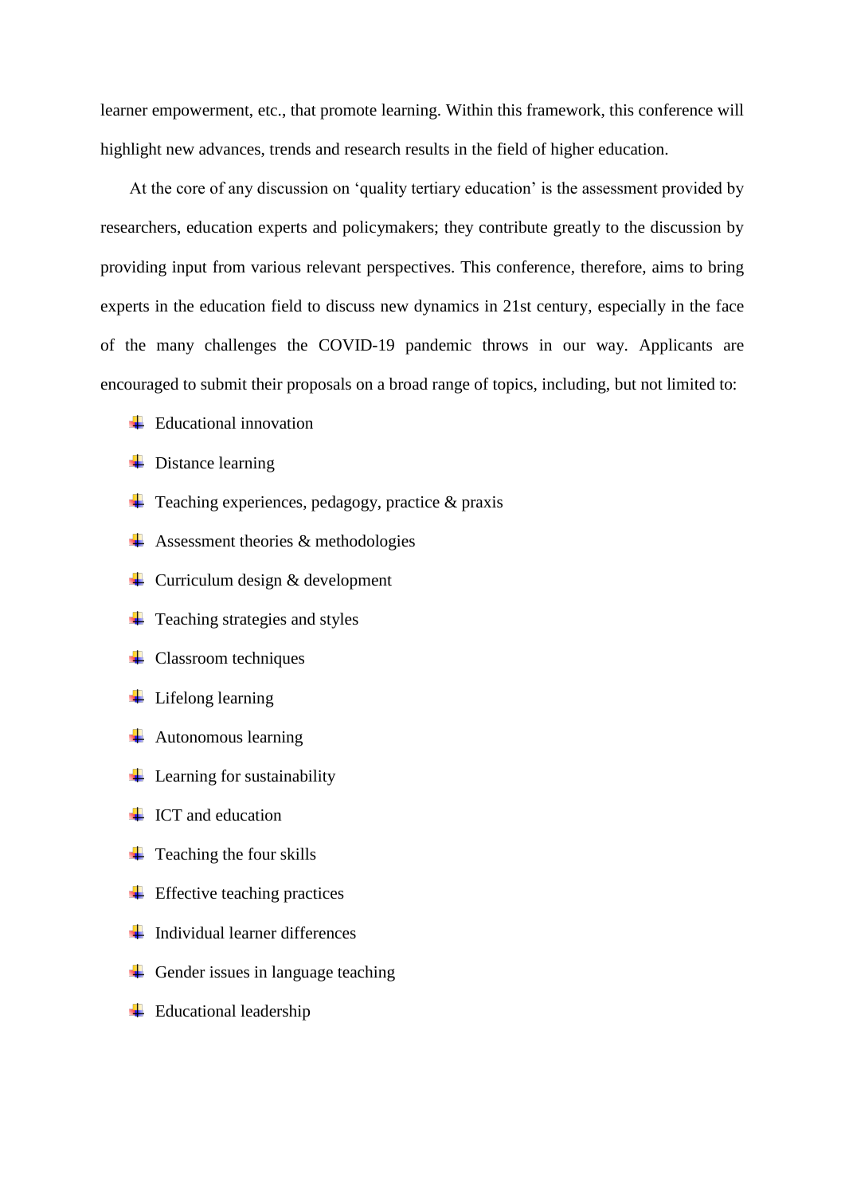learner empowerment, etc., that promote learning. Within this framework, this conference will highlight new advances, trends and research results in the field of higher education.

At the core of any discussion on 'quality tertiary education' is the assessment provided by researchers, education experts and policymakers; they contribute greatly to the discussion by providing input from various relevant perspectives. This conference, therefore, aims to bring experts in the education field to discuss new dynamics in 21st century, especially in the face of the many challenges the COVID-19 pandemic throws in our way. Applicants are encouraged to submit their proposals on a broad range of topics, including, but not limited to:

- Educational innovation
- Distance learning
- Teaching experiences, pedagogy, practice & praxis
- Assessment theories & methodologies
- Curriculum design & development
- Teaching strategies and styles
- Classroom techniques
- Lifelong learning
- Autonomous learning
- Learning for sustainability
- ICT and education
- Teaching the four skills
- Effective teaching practices
- Individual learner differences
- Gender issues in language teaching
- Educational leadership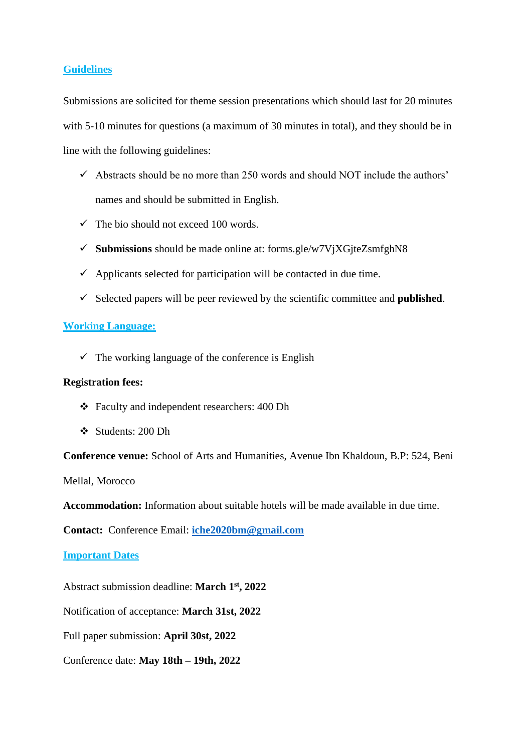## Guidelines

Submissions are solicited for theme session presentations which should last for 20 minutes with 5-10 minutes for questions (a maximum of 30 minutes in total), and they should be in line with the following guidelines:

- ✓ Abstracts should be no more than 250 words and should NOT include the authors' names and should be submitted in English.
- ✓ The bio should not exceed 100 words.
- ✓ **Submissions** should be made online at: forms.gle/w7VjXGjteZsmfghN8
- ✓ Applicants selected for participation will be contacted in due time.
- ✓ Selected papers will be peer reviewed by the scientific committee and **published**.

## Working Language:

- ✓ The working language of the conference is English

**Registration fees:**

- ❖ Faculty and independent researchers: 400 Dh
- ❖ Students: 200 Dh

**Conference venue:** School of Arts and Humanities, Avenue Ibn Khaldoun, B.P: 524, Beni Mellal, Morocco

**Accommodation:** Information about suitable hotels will be made available in due time.

**Contact:** Conference Email: **iche2020bm@gmail.com**

## Important Dates

Abstract submission deadline: **March 1st, 2022**

Notification of acceptance: **March 31st, 2022**

Full paper submission: **April 30st, 2022**

Conference date: **May 18th – 19th, 2022**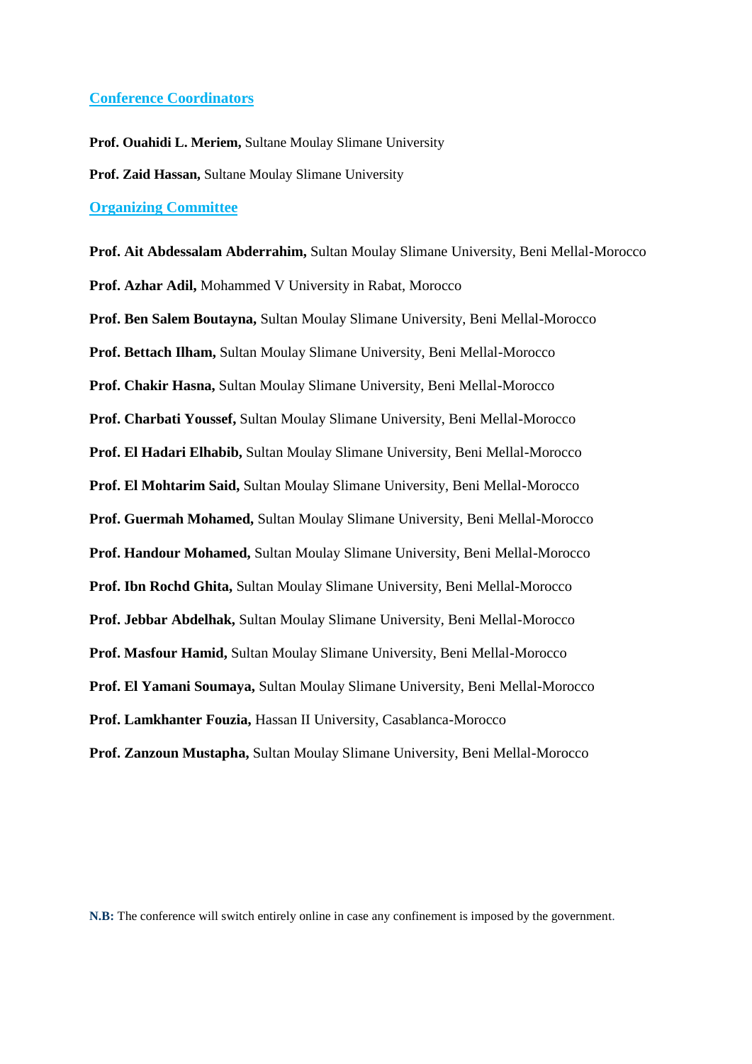## Conference Coordinators

**Prof. Ouahidi L. Meriem,** Sultane Moulay Slimane University

**Prof. Zaid Hassan,** Sultane Moulay Slimane University

## Organizing Committee

**Prof. Ait Abdessalam Abderrahim,** Sultan Moulay Slimane University, Beni Mellal-Morocco

**Prof. Azhar Adil,** Mohammed V University in Rabat, Morocco

**Prof. Ben Salem Boutayna,** Sultan Moulay Slimane University, Beni Mellal-Morocco

**Prof. Bettach Ilham,** Sultan Moulay Slimane University, Beni Mellal-Morocco

**Prof. Chakir Hasna,** Sultan Moulay Slimane University, Beni Mellal-Morocco

**Prof. Charbati Youssef,** Sultan Moulay Slimane University, Beni Mellal-Morocco

**Prof. El Hadari Elhabib,** Sultan Moulay Slimane University, Beni Mellal-Morocco

**Prof. El Mohtarim Said,** Sultan Moulay Slimane University, Beni Mellal-Morocco

**Prof. Guermah Mohamed,** Sultan Moulay Slimane University, Beni Mellal-Morocco

**Prof. Handour Mohamed,** Sultan Moulay Slimane University, Beni Mellal-Morocco

**Prof. Ibn Rochd Ghita,** Sultan Moulay Slimane University, Beni Mellal-Morocco

**Prof. Jebbar Abdelhak,** Sultan Moulay Slimane University, Beni Mellal-Morocco

**Prof. Masfour Hamid,** Sultan Moulay Slimane University, Beni Mellal-Morocco

**Prof. El Yamani Soumaya,** Sultan Moulay Slimane University, Beni Mellal-Morocco

**Prof. Lamkhanter Fouzia,** Hassan II University, Casablanca-Morocco

**Prof. Zanzoun Mustapha,** Sultan Moulay Slimane University, Beni Mellal-Morocco

**N.B:** The conference will switch entirely online in case any confinement is imposed by the government.